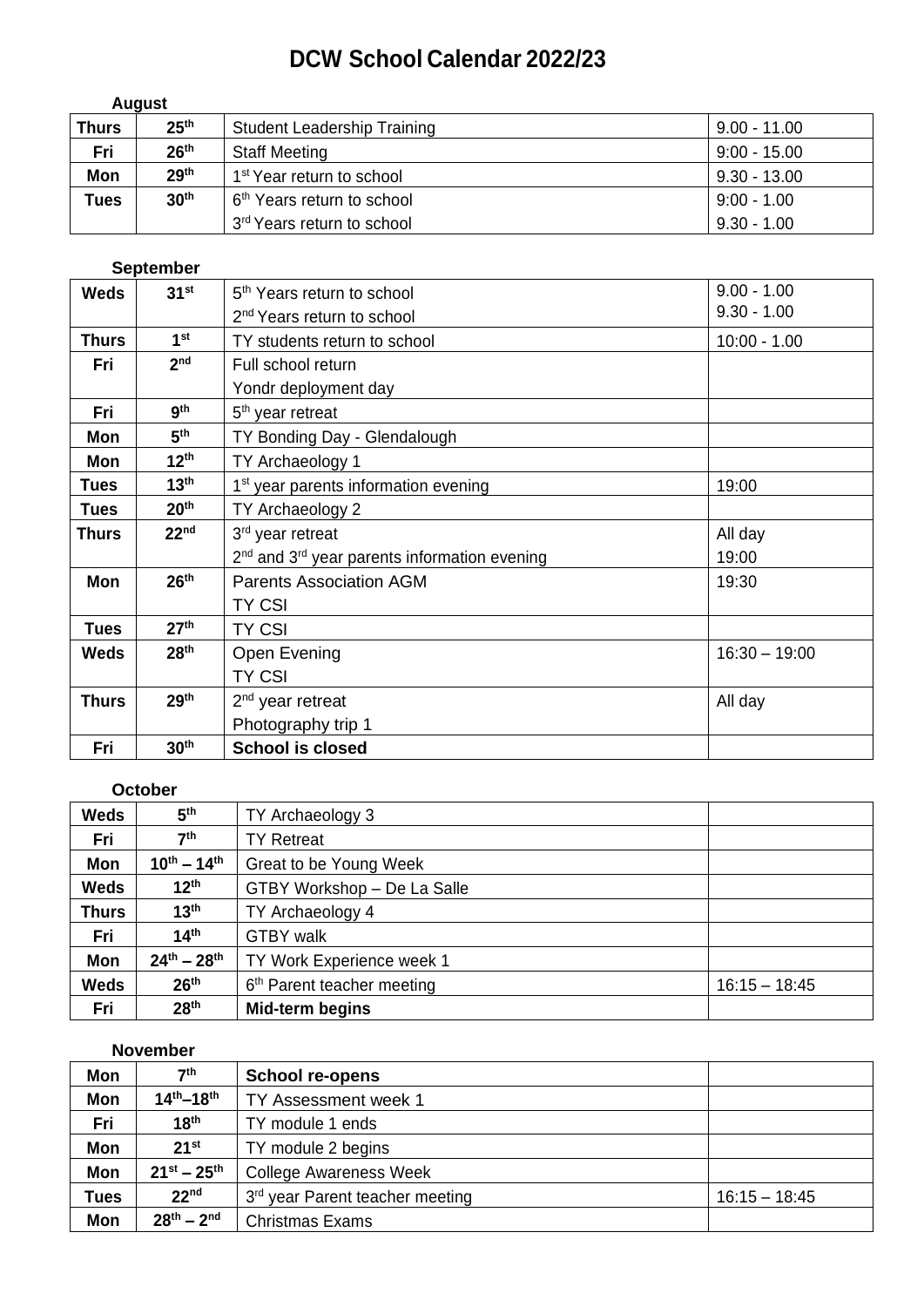# DCW School Calendar 2022/23

**August**

| | | | |
|---|---|---|---|
| **Thurs** | **25th** | Student Leadership Training | 9.00 - 11.00 |
| **Fri** | **26th** | Staff Meeting | 9:00 - 15.00 |
| **Mon** | **29th** | 1st Year return to school | 9.30 - 13.00 |
| **Tues** | **30th** | 6th Years return to school<br>3rd Years return to school | 9:00 - 1.00<br>9.30 - 1.00 |

**September**

| | | | |
|---|---|---|---|
| **Weds** | **31st** | 5th Years return to school<br>2nd Years return to school | 9.00 - 1.00<br>9.30 - 1.00 |
| **Thurs** | **1st** | TY students return to school | 10:00 - 1.00 |
| **Fri** | **2nd** | Full school return<br>Yondr deployment day | |
| **Fri** | **9th** | 5th year retreat | |
| **Mon** | **5th** | TY Bonding Day - Glendalough | |
| **Mon** | **12th** | TY Archaeology 1 | |
| **Tues** | **13th** | 1st year parents information evening | 19:00 |
| **Tues** | **20th** | TY Archaeology 2 | |
| **Thurs** | **22nd** | 3rd year retreat<br>2nd and 3rd year parents information evening | All day<br>19:00 |
| **Mon** | **26th** | Parents Association AGM<br>TY CSI | 19:30 |
| **Tues** | **27th** | TY CSI | |
| **Weds** | **28th** | Open Evening<br>TY CSI | 16:30 – 19:00 |
| **Thurs** | **29th** | 2nd year retreat<br>Photography trip 1 | All day |
| **Fri** | **30th** | **School is closed** | |

**October**

| | | | |
|---|---|---|---|
| **Weds** | **5th** | TY Archaeology 3 | |
| **Fri** | **7th** | TY Retreat | |
| **Mon** | **10th – 14th** | Great to be Young Week | |
| **Weds** | **12th** | GTBY Workshop – De La Salle | |
| **Thurs** | **13th** | TY Archaeology 4 | |
| **Fri** | **14th** | GTBY walk | |
| **Mon** | **24th – 28th** | TY Work Experience week 1 | |
| **Weds** | **26th** | 6th Parent teacher meeting | 16:15 – 18:45 |
| **Fri** | **28th** | **Mid-term begins** | |

**November**

| | | | |
|---|---|---|---|
| **Mon** | **7th** | **School re-opens** | |
| **Mon** | **14th–18th** | TY Assessment week 1 | |
| **Fri** | **18th** | TY module 1 ends | |
| **Mon** | **21st** | TY module 2 begins | |
| **Mon** | **21st – 25th** | College Awareness Week | |
| **Tues** | **22nd** | 3rd year Parent teacher meeting | 16:15 – 18:45 |
| **Mon** | **28th – 2nd** | Christmas Exams | |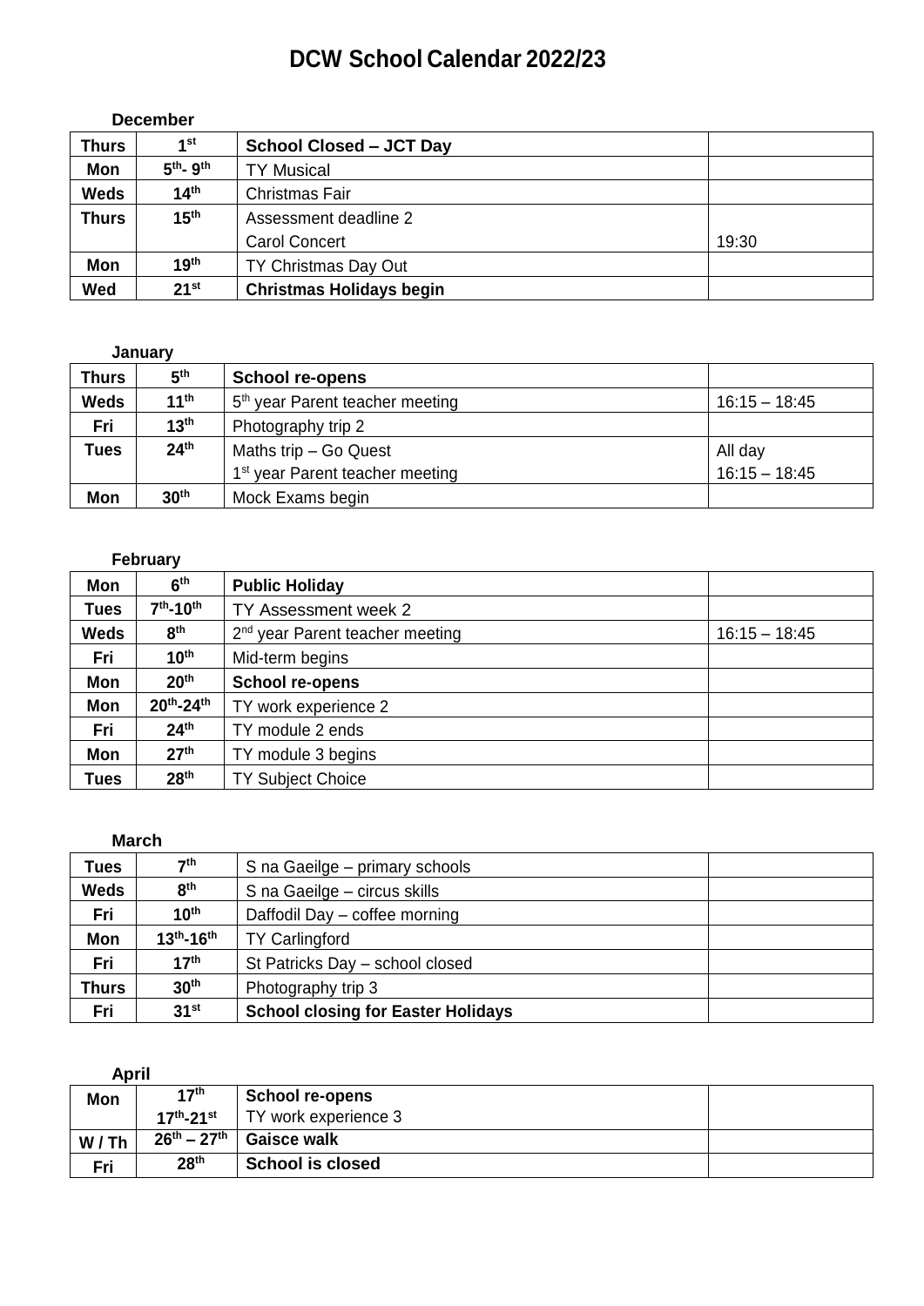# DCW School Calendar 2022/23

**December**

| | | | |
|---|---|---|---|
| **Thurs** | **1st** | **School Closed – JCT Day** | |
| **Mon** | **5th- 9th** | TY Musical | |
| **Weds** | **14th** | Christmas Fair | |
| **Thurs** | **15th** | Assessment deadline 2<br>Carol Concert | <br>19:30 |
| **Mon** | **19th** | TY Christmas Day Out | |
| **Wed** | **21st** | **Christmas Holidays begin** | |

**January**

| | | | |
|---|---|---|---|
| **Thurs** | **5th** | **School re-opens** | |
| **Weds** | **11th** | 5th year Parent teacher meeting | 16:15 – 18:45 |
| **Fri** | **13th** | Photography trip 2 | |
| **Tues** | **24th** | Maths trip – Go Quest<br>1st year Parent teacher meeting | All day<br>16:15 – 18:45 |
| **Mon** | **30th** | Mock Exams begin | |

**February**

| | | | |
|---|---|---|---|
| **Mon** | **6th** | **Public Holiday** | |
| **Tues** | **7th-10th** | TY Assessment week 2 | |
| **Weds** | **8th** | 2nd year Parent teacher meeting | 16:15 – 18:45 |
| **Fri** | **10th** | Mid-term begins | |
| **Mon** | **20th** | **School re-opens** | |
| **Mon** | **20th-24th** | TY work experience 2 | |
| **Fri** | **24th** | TY module 2 ends | |
| **Mon** | **27th** | TY module 3 begins | |
| **Tues** | **28th** | TY Subject Choice | |

**March**

| | | | |
|---|---|---|---|
| **Tues** | **7th** | S na Gaeilge – primary schools | |
| **Weds** | **8th** | S na Gaeilge – circus skills | |
| **Fri** | **10th** | Daffodil Day – coffee morning | |
| **Mon** | **13th-16th** | TY Carlingford | |
| **Fri** | **17th** | St Patricks Day – school closed | |
| **Thurs** | **30th** | Photography trip 3 | |
| **Fri** | **31st** | **School closing for Easter Holidays** | |

**April**

| | | | |
|---|---|---|---|
| **Mon** | **17th**<br>**17th-21st** | **School re-opens**<br>TY work experience 3 | |
| **W / Th** | **26th – 27th** | **Gaisce walk** | |
| **Fri** | **28th** | **School is closed** | |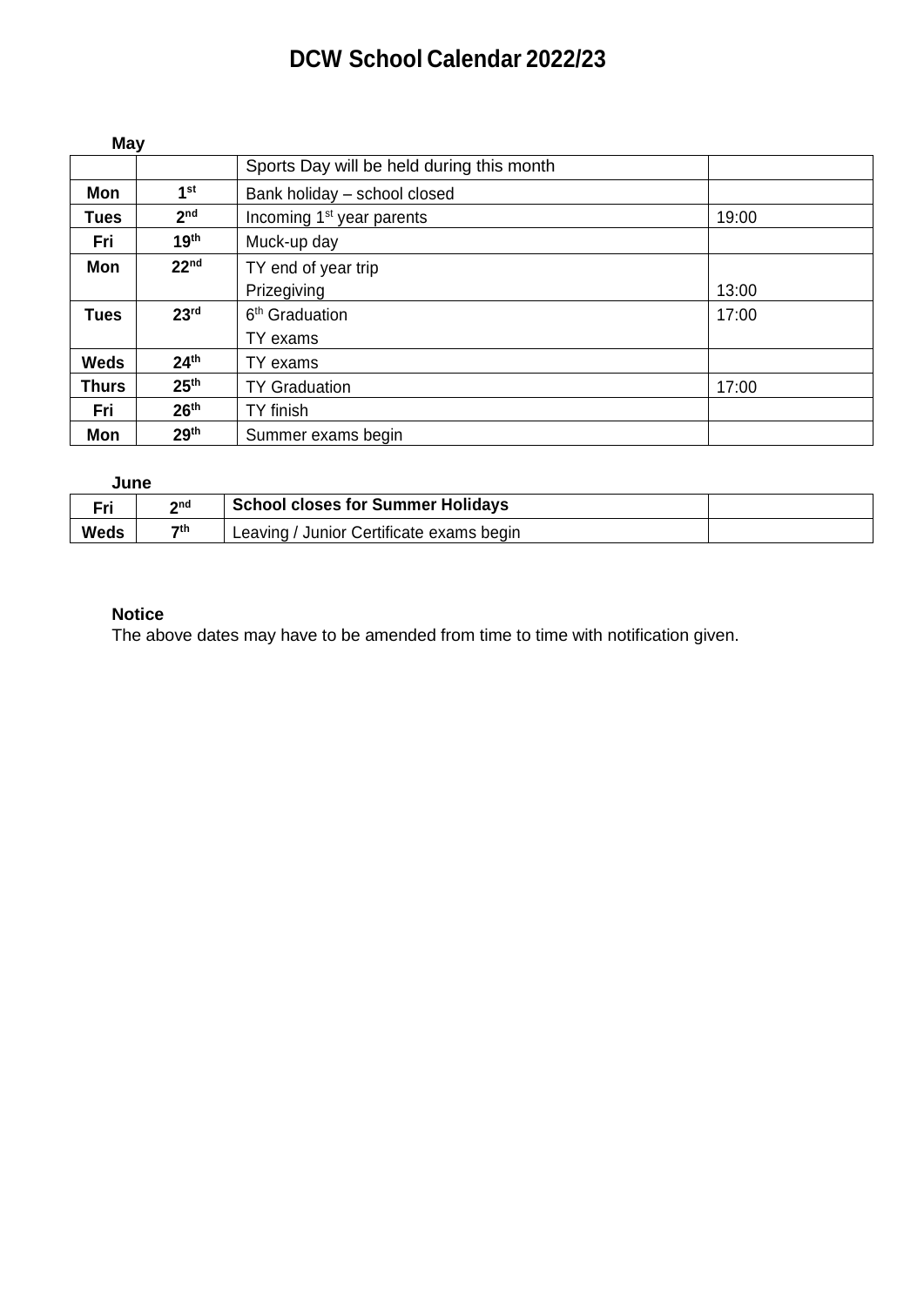# DCW School Calendar 2022/23

**May**

| | | | |
|---|---|---|---|
| | | Sports Day will be held during this month | |
| **Mon** | **1st** | Bank holiday – school closed | |
| **Tues** | **2nd** | Incoming 1st year parents | 19:00 |
| **Fri** | **19th** | Muck-up day | |
| **Mon** | **22nd** | TY end of year trip<br>Prizegiving | <br>13:00 |
| **Tues** | **23rd** | 6th Graduation<br>TY exams | 17:00 |
| **Weds** | **24th** | TY exams | |
| **Thurs** | **25th** | TY Graduation | 17:00 |
| **Fri** | **26th** | TY finish | |
| **Mon** | **29th** | Summer exams begin | |

**June**

| | | | |
|---|---|---|---|
| **Fri** | **2nd** | **School closes for Summer Holidays** | |
| **Weds** | **7th** | Leaving / Junior Certificate exams begin | |

**Notice**

The above dates may have to be amended from time to time with notification given.